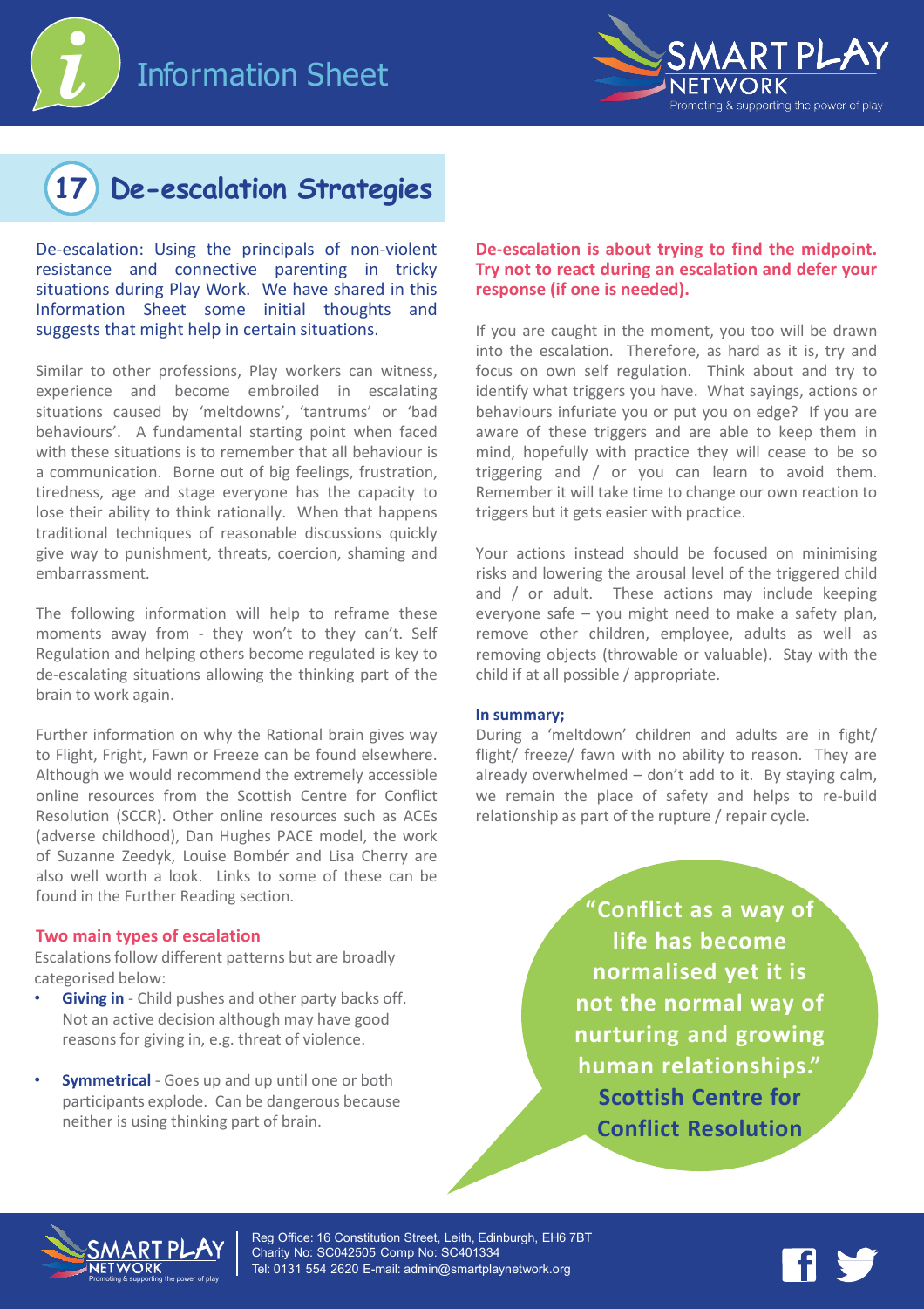# Information Sheet

## 17 De-escalation Strategies

De-escalation: Using the principals of non-violent resistance and connective parenting in tricky situations during Play Work. We have shared in this Information Sheet some initial thoughts and suggests that might help in certain situations.

Similar to other professions, Play workers can witness, experience and become embroiled in escalating situations caused by 'meltdowns', 'tantrums' or 'bad behaviours'. A fundamental starting point when faced with these situations is to remember that all behaviour is a communication. Borne out of big feelings, frustration, tiredness, age and stage everyone has the capacity to lose their ability to think rationally. When that happens traditional techniques of reasonable discussions quickly give way to punishment, threats, coercion, shaming and embarrassment.

The following information will help to reframe these moments away from - they won't to they can't. Self Regulation and helping others become regulated is key to de-escalating situations allowing the thinking part of the brain to work again.

Further information on why the Rational brain gives way to Flight, Fright, Fawn or Freeze can be found elsewhere. Although we would recommend the extremely accessible online resources from the Scottish Centre for Conflict Resolution (SCCR). Other online resources such as ACEs (adverse childhood), Dan Hughes PACE model, the work of Suzanne Zeedyk, Louise Bombér and Lisa Cherry are also well worth a look. Links to some of these can be found in the Further Reading section.

### Two main types of escalation

Escalations follow different patterns but are broadly categorised below:

- **Giving in** - Child pushes and other party backs off. Not an active decision although may have good reasons for giving in, e.g. threat of violence.
- **Symmetrical** - Goes up and up until one or both participants explode. Can be dangerous because neither is using thinking part of brain.

**De-escalation is about trying to find the midpoint. Try not to react during an escalation and defer your response (if one is needed).**

If you are caught in the moment, you too will be drawn into the escalation. Therefore, as hard as it is, try and focus on own self regulation. Think about and try to identify what triggers you have. What sayings, actions or behaviours infuriate you or put you on edge? If you are aware of these triggers and are able to keep them in mind, hopefully with practice they will cease to be so triggering and / or you can learn to avoid them. Remember it will take time to change our own reaction to triggers but it gets easier with practice.

Your actions instead should be focused on minimising risks and lowering the arousal level of the triggered child and / or adult. These actions may include keeping everyone safe – you might need to make a safety plan, remove other children, employee, adults as well as removing objects (throwable or valuable). Stay with the child if at all possible / appropriate.

**In summary;**

During a 'meltdown' children and adults are in fight/ flight/ freeze/ fawn with no ability to reason. They are already overwhelmed – don't add to it. By staying calm, we remain the place of safety and helps to re-build relationship as part of the rupture / repair cycle.

> **"Conflict as a way of life has become normalised yet it is not the normal way of nurturing and growing human relationships."**
> **Scottish Centre for Conflict Resolution**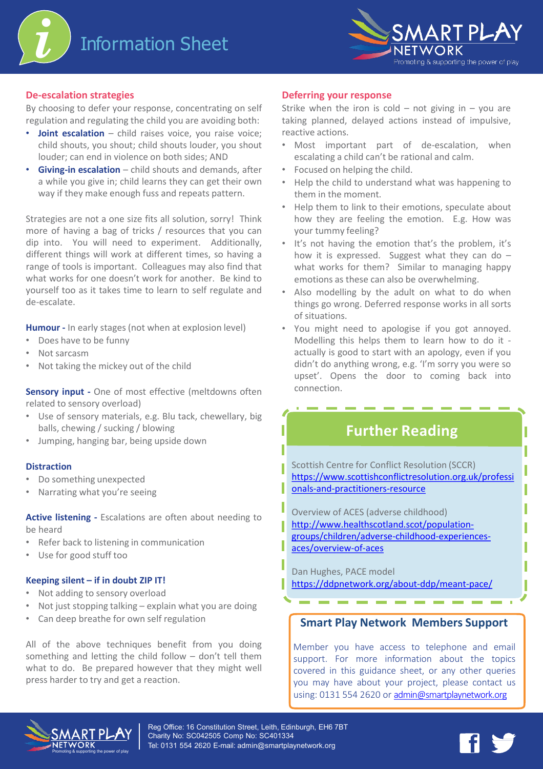# Information Sheet

## De-escalation strategies

By choosing to defer your response, concentrating on self regulation and regulating the child you are avoiding both:

- **Joint escalation** – child raises voice, you raise voice; child shouts, you shout; child shouts louder, you shout louder; can end in violence on both sides; AND
- **Giving-in escalation** – child shouts and demands, after a while you give in; child learns they can get their own way if they make enough fuss and repeats pattern.

Strategies are not a one size fits all solution, sorry! Think more of having a bag of tricks / resources that you can dip into. You will need to experiment. Additionally, different things will work at different times, so having a range of tools is important. Colleagues may also find that what works for one doesn't work for another. Be kind to yourself too as it takes time to learn to self regulate and de-escalate.

**Humour -** In early stages (not when at explosion level)

- Does have to be funny
- Not sarcasm
- Not taking the mickey out of the child

**Sensory input -** One of most effective (meltdowns often related to sensory overload)

- Use of sensory materials, e.g. Blu tack, chewellary, big balls, chewing / sucking / blowing
- Jumping, hanging bar, being upside down

**Distraction**

- Do something unexpected
- Narrating what you're seeing

**Active listening -** Escalations are often about needing to be heard

- Refer back to listening in communication
- Use for good stuff too

**Keeping silent – if in doubt ZIP IT!**

- Not adding to sensory overload
- Not just stopping talking – explain what you are doing
- Can deep breathe for own self regulation

All of the above techniques benefit from you doing something and letting the child follow – don't tell them what to do. Be prepared however that they might well press harder to try and get a reaction.

## Deferring your response

Strike when the iron is cold – not giving in – you are taking planned, delayed actions instead of impulsive, reactive actions.

- Most important part of de-escalation, when escalating a child can't be rational and calm.
- Focused on helping the child.
- Help the child to understand what was happening to them in the moment.
- Help them to link to their emotions, speculate about how they are feeling the emotion. E.g. How was your tummy feeling?
- It's not having the emotion that's the problem, it's how it is expressed. Suggest what they can do – what works for them? Similar to managing happy emotions as these can also be overwhelming.
- Also modelling by the adult on what to do when things go wrong. Deferred response works in all sorts of situations.
- You might need to apologise if you got annoyed. Modelling this helps them to learn how to do it - actually is good to start with an apology, even if you didn't do anything wrong, e.g. 'I'm sorry you were so upset'. Opens the door to coming back into connection.

## Further Reading

Scottish Centre for Conflict Resolution (SCCR)
https://www.scottishconflictresolution.org.uk/professionals-and-practitioners-resource

Overview of ACES (adverse childhood)
http://www.healthscotland.scot/population-groups/children/adverse-childhood-experiences-aces/overview-of-aces

Dan Hughes, PACE model
https://ddpnetwork.org/about-ddp/meant-pace/

## Smart Play Network Members Support

Member you have access to telephone and email support. For more information about the topics covered in this guidance sheet, or any other queries you may have about your project, please contact us using: 0131 554 2620 or admin@smartplaynetwork.org

Reg Office: 16 Constitution Street, Leith, Edinburgh, EH6 7BT
Charity No: SC042505 Comp No: SC401334
Tel: 0131 554 2620 E-mail: admin@smartplaynetwork.org